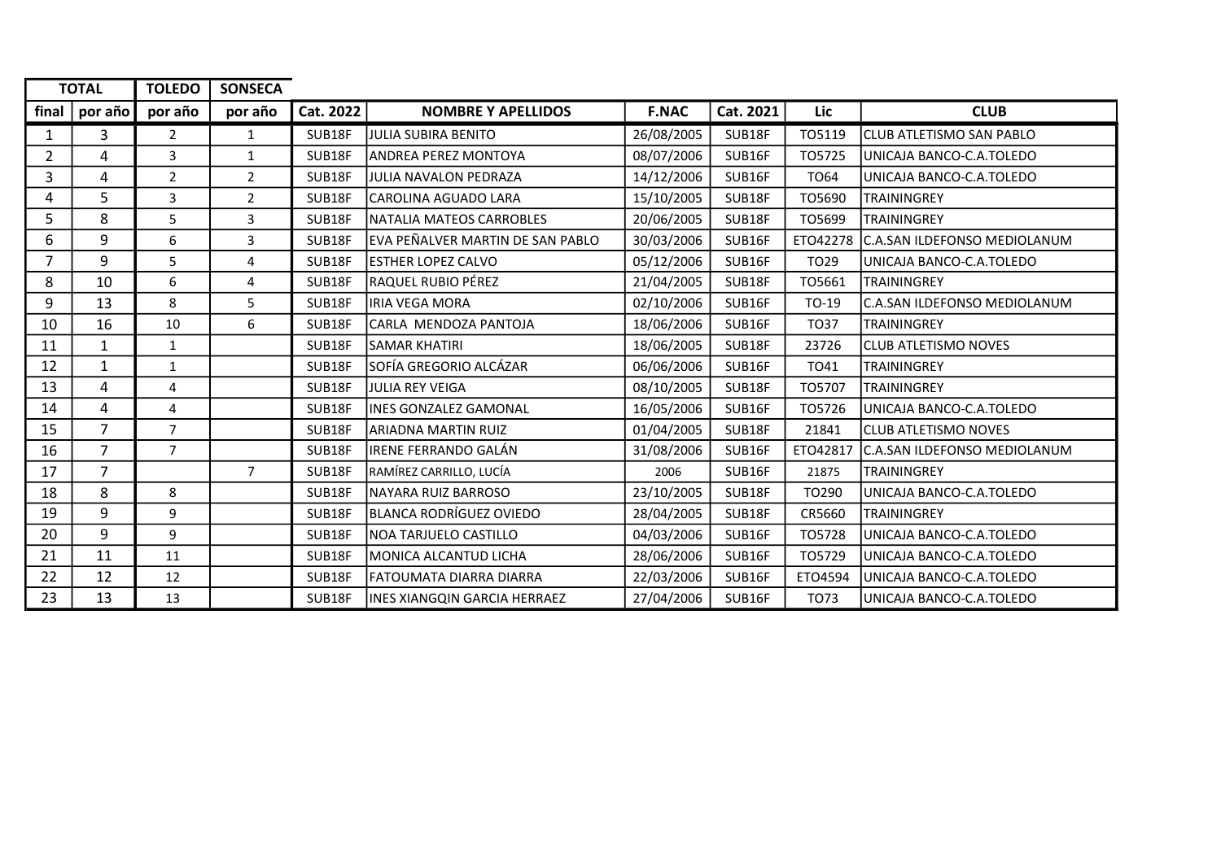| TOTAL | | TOLEDO | SONSECA | | | | | | |
|---|---|---|---|---|---|---|---|---|---|
| final | por año | por año | por año | Cat. 2022 | NOMBRE Y APELLIDOS | F.NAC | Cat. 2021 | Lic | CLUB |
| 1 | 3 | 2 | 1 | SUB18F | JULIA SUBIRA BENITO | 26/08/2005 | SUB18F | TO5119 | CLUB ATLETISMO SAN PABLO |
| 2 | 4 | 3 | 1 | SUB18F | ANDREA PEREZ MONTOYA | 08/07/2006 | SUB16F | TO5725 | UNICAJA BANCO-C.A.TOLEDO |
| 3 | 4 | 2 | 2 | SUB18F | JULIA NAVALON PEDRAZA | 14/12/2006 | SUB16F | TO64 | UNICAJA BANCO-C.A.TOLEDO |
| 4 | 5 | 3 | 2 | SUB18F | CAROLINA AGUADO LARA | 15/10/2005 | SUB18F | TO5690 | TRAININGREY |
| 5 | 8 | 5 | 3 | SUB18F | NATALIA MATEOS CARROBLES | 20/06/2005 | SUB18F | TO5699 | TRAININGREY |
| 6 | 9 | 6 | 3 | SUB18F | EVA PEÑALVER MARTIN DE SAN PABLO | 30/03/2006 | SUB16F | ETO42278 | C.A.SAN ILDEFONSO MEDIOLANUM |
| 7 | 9 | 5 | 4 | SUB18F | ESTHER LOPEZ CALVO | 05/12/2006 | SUB16F | TO29 | UNICAJA BANCO-C.A.TOLEDO |
| 8 | 10 | 6 | 4 | SUB18F | RAQUEL RUBIO PÉREZ | 21/04/2005 | SUB18F | TO5661 | TRAININGREY |
| 9 | 13 | 8 | 5 | SUB18F | IRIA VEGA MORA | 02/10/2006 | SUB16F | TO-19 | C.A.SAN ILDEFONSO MEDIOLANUM |
| 10 | 16 | 10 | 6 | SUB18F | CARLA MENDOZA PANTOJA | 18/06/2006 | SUB16F | TO37 | TRAININGREY |
| 11 | 1 | 1 | | SUB18F | SAMAR KHATIRI | 18/06/2005 | SUB18F | 23726 | CLUB ATLETISMO NOVES |
| 12 | 1 | 1 | | SUB18F | SOFÍA GREGORIO ALCÁZAR | 06/06/2006 | SUB16F | TO41 | TRAININGREY |
| 13 | 4 | 4 | | SUB18F | JULIA REY VEIGA | 08/10/2005 | SUB18F | TO5707 | TRAININGREY |
| 14 | 4 | 4 | | SUB18F | INES GONZALEZ GAMONAL | 16/05/2006 | SUB16F | TO5726 | UNICAJA BANCO-C.A.TOLEDO |
| 15 | 7 | 7 | | SUB18F | ARIADNA MARTIN RUIZ | 01/04/2005 | SUB18F | 21841 | CLUB ATLETISMO NOVES |
| 16 | 7 | 7 | | SUB18F | IRENE FERRANDO GALÁN | 31/08/2006 | SUB16F | ETO42817 | C.A.SAN ILDEFONSO MEDIOLANUM |
| 17 | 7 | | 7 | SUB18F | RAMÍREZ CARRILLO, LUCÍA | 2006 | SUB16F | 21875 | TRAININGREY |
| 18 | 8 | 8 | | SUB18F | NAYARA RUIZ BARROSO | 23/10/2005 | SUB18F | TO290 | UNICAJA BANCO-C.A.TOLEDO |
| 19 | 9 | 9 | | SUB18F | BLANCA RODRÍGUEZ OVIEDO | 28/04/2005 | SUB18F | CR5660 | TRAININGREY |
| 20 | 9 | 9 | | SUB18F | NOA TARJUELO CASTILLO | 04/03/2006 | SUB16F | TO5728 | UNICAJA BANCO-C.A.TOLEDO |
| 21 | 11 | 11 | | SUB18F | MONICA ALCANTUD LICHA | 28/06/2006 | SUB16F | TO5729 | UNICAJA BANCO-C.A.TOLEDO |
| 22 | 12 | 12 | | SUB18F | FATOUMATA DIARRA DIARRA | 22/03/2006 | SUB16F | ETO4594 | UNICAJA BANCO-C.A.TOLEDO |
| 23 | 13 | 13 | | SUB18F | INES XIANGQIN GARCIA HERRAEZ | 27/04/2006 | SUB16F | TO73 | UNICAJA BANCO-C.A.TOLEDO |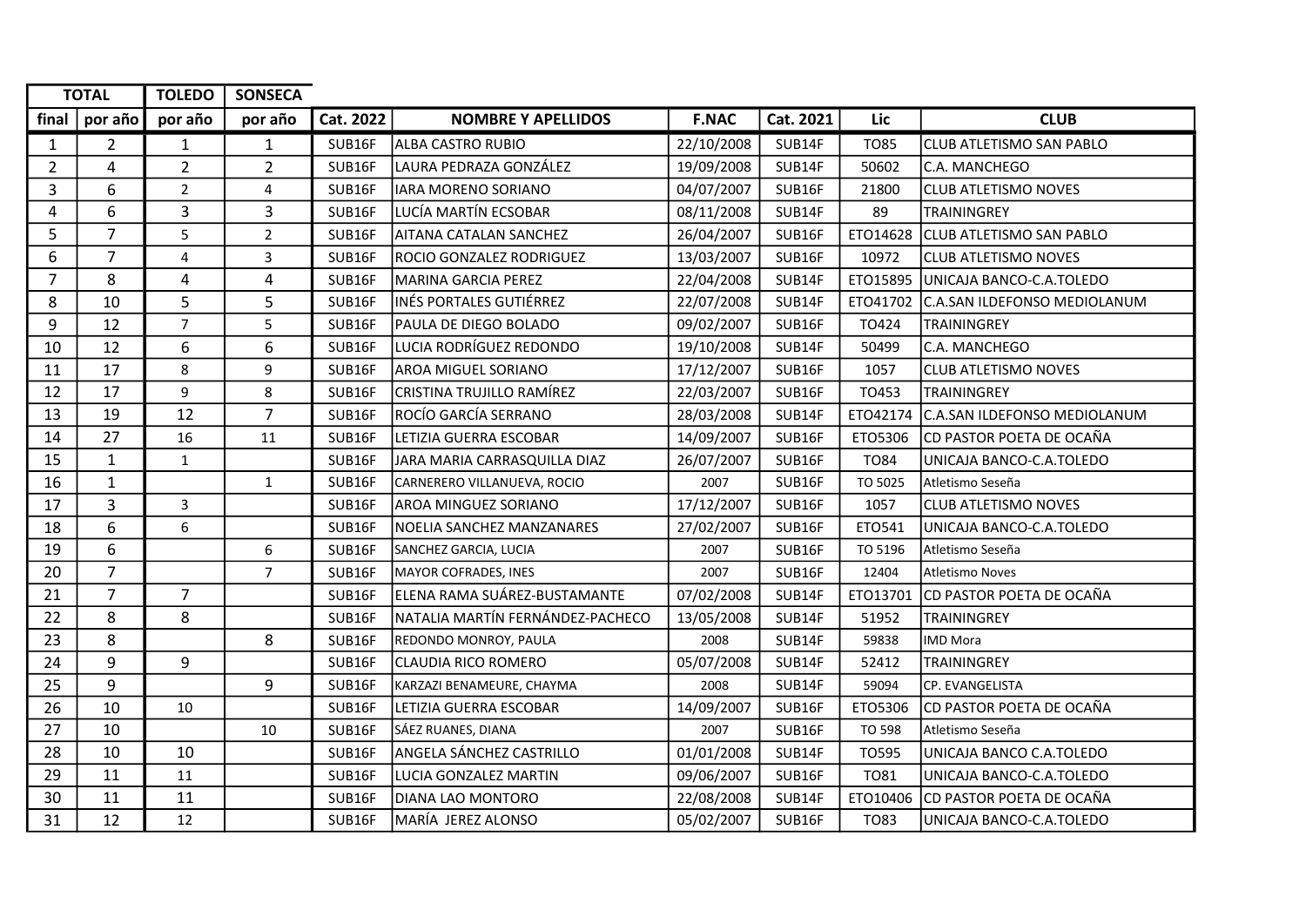| TOTAL | | TOLEDO | SONSECA | | | | | | |
|---|---|---|---|---|---|---|---|---|---|
| final | por año | por año | por año | Cat. 2022 | NOMBRE Y APELLIDOS | F.NAC | Cat. 2021 | Lic | CLUB |
| 1 | 2 | 1 | 1 | SUB16F | ALBA CASTRO RUBIO | 22/10/2008 | SUB14F | TO85 | CLUB ATLETISMO SAN PABLO |
| 2 | 4 | 2 | 2 | SUB16F | LAURA PEDRAZA GONZÁLEZ | 19/09/2008 | SUB14F | 50602 | C.A. MANCHEGO |
| 3 | 6 | 2 | 4 | SUB16F | IARA MORENO SORIANO | 04/07/2007 | SUB16F | 21800 | CLUB ATLETISMO NOVES |
| 4 | 6 | 3 | 3 | SUB16F | LUCÍA MARTÍN ECSOBAR | 08/11/2008 | SUB14F | 89 | TRAININGREY |
| 5 | 7 | 5 | 2 | SUB16F | AITANA CATALAN SANCHEZ | 26/04/2007 | SUB16F | ETO14628 | CLUB ATLETISMO SAN PABLO |
| 6 | 7 | 4 | 3 | SUB16F | ROCIO GONZALEZ RODRIGUEZ | 13/03/2007 | SUB16F | 10972 | CLUB ATLETISMO NOVES |
| 7 | 8 | 4 | 4 | SUB16F | MARINA GARCIA PEREZ | 22/04/2008 | SUB14F | ETO15895 | UNICAJA BANCO-C.A.TOLEDO |
| 8 | 10 | 5 | 5 | SUB16F | INÉS PORTALES GUTIÉRREZ | 22/07/2008 | SUB14F | ETO41702 | C.A.SAN ILDEFONSO MEDIOLANUM |
| 9 | 12 | 7 | 5 | SUB16F | PAULA DE DIEGO BOLADO | 09/02/2007 | SUB16F | TO424 | TRAININGREY |
| 10 | 12 | 6 | 6 | SUB16F | LUCIA RODRÍGUEZ REDONDO | 19/10/2008 | SUB14F | 50499 | C.A. MANCHEGO |
| 11 | 17 | 8 | 9 | SUB16F | AROA MIGUEL SORIANO | 17/12/2007 | SUB16F | 1057 | CLUB ATLETISMO NOVES |
| 12 | 17 | 9 | 8 | SUB16F | CRISTINA TRUJILLO RAMÍREZ | 22/03/2007 | SUB16F | TO453 | TRAININGREY |
| 13 | 19 | 12 | 7 | SUB16F | ROCÍO GARCÍA SERRANO | 28/03/2008 | SUB14F | ETO42174 | C.A.SAN ILDEFONSO MEDIOLANUM |
| 14 | 27 | 16 | 11 | SUB16F | LETIZIA GUERRA ESCOBAR | 14/09/2007 | SUB16F | ETO5306 | CD PASTOR POETA DE OCAÑA |
| 15 | 1 | 1 | | SUB16F | JARA MARIA CARRASQUILLA DIAZ | 26/07/2007 | SUB16F | TO84 | UNICAJA BANCO-C.A.TOLEDO |
| 16 | 1 | | 1 | SUB16F | CARNERERO VILLANUEVA, ROCIO | 2007 | SUB16F | TO 5025 | Atletismo Seseña |
| 17 | 3 | 3 | | SUB16F | AROA MINGUEZ SORIANO | 17/12/2007 | SUB16F | 1057 | CLUB ATLETISMO NOVES |
| 18 | 6 | 6 | | SUB16F | NOELIA SANCHEZ MANZANARES | 27/02/2007 | SUB16F | ETO541 | UNICAJA BANCO-C.A.TOLEDO |
| 19 | 6 | | 6 | SUB16F | SANCHEZ GARCIA, LUCIA | 2007 | SUB16F | TO 5196 | Atletismo Seseña |
| 20 | 7 | | 7 | SUB16F | MAYOR COFRADES, INES | 2007 | SUB16F | 12404 | Atletismo Noves |
| 21 | 7 | 7 | | SUB16F | ELENA RAMA SUÁREZ-BUSTAMANTE | 07/02/2008 | SUB14F | ETO13701 | CD PASTOR POETA DE OCAÑA |
| 22 | 8 | 8 | | SUB16F | NATALIA MARTÍN FERNÁNDEZ-PACHECO | 13/05/2008 | SUB14F | 51952 | TRAININGREY |
| 23 | 8 | | 8 | SUB16F | REDONDO MONROY, PAULA | 2008 | SUB14F | 59838 | IMD Mora |
| 24 | 9 | 9 | | SUB16F | CLAUDIA RICO ROMERO | 05/07/2008 | SUB14F | 52412 | TRAININGREY |
| 25 | 9 | | 9 | SUB16F | KARZAZI BENAMEURE, CHAYMA | 2008 | SUB14F | 59094 | CP. EVANGELISTA |
| 26 | 10 | 10 | | SUB16F | LETIZIA GUERRA ESCOBAR | 14/09/2007 | SUB16F | ETO5306 | CD PASTOR POETA DE OCAÑA |
| 27 | 10 | | 10 | SUB16F | SÁEZ RUANES, DIANA | 2007 | SUB16F | TO 598 | Atletismo Seseña |
| 28 | 10 | 10 | | SUB16F | ANGELA SÁNCHEZ CASTRILLO | 01/01/2008 | SUB14F | TO595 | UNICAJA BANCO C.A.TOLEDO |
| 29 | 11 | 11 | | SUB16F | LUCIA GONZALEZ MARTIN | 09/06/2007 | SUB16F | TO81 | UNICAJA BANCO-C.A.TOLEDO |
| 30 | 11 | 11 | | SUB16F | DIANA LAO MONTORO | 22/08/2008 | SUB14F | ETO10406 | CD PASTOR POETA DE OCAÑA |
| 31 | 12 | 12 | | SUB16F | MARÍA JEREZ ALONSO | 05/02/2007 | SUB16F | TO83 | UNICAJA BANCO-C.A.TOLEDO |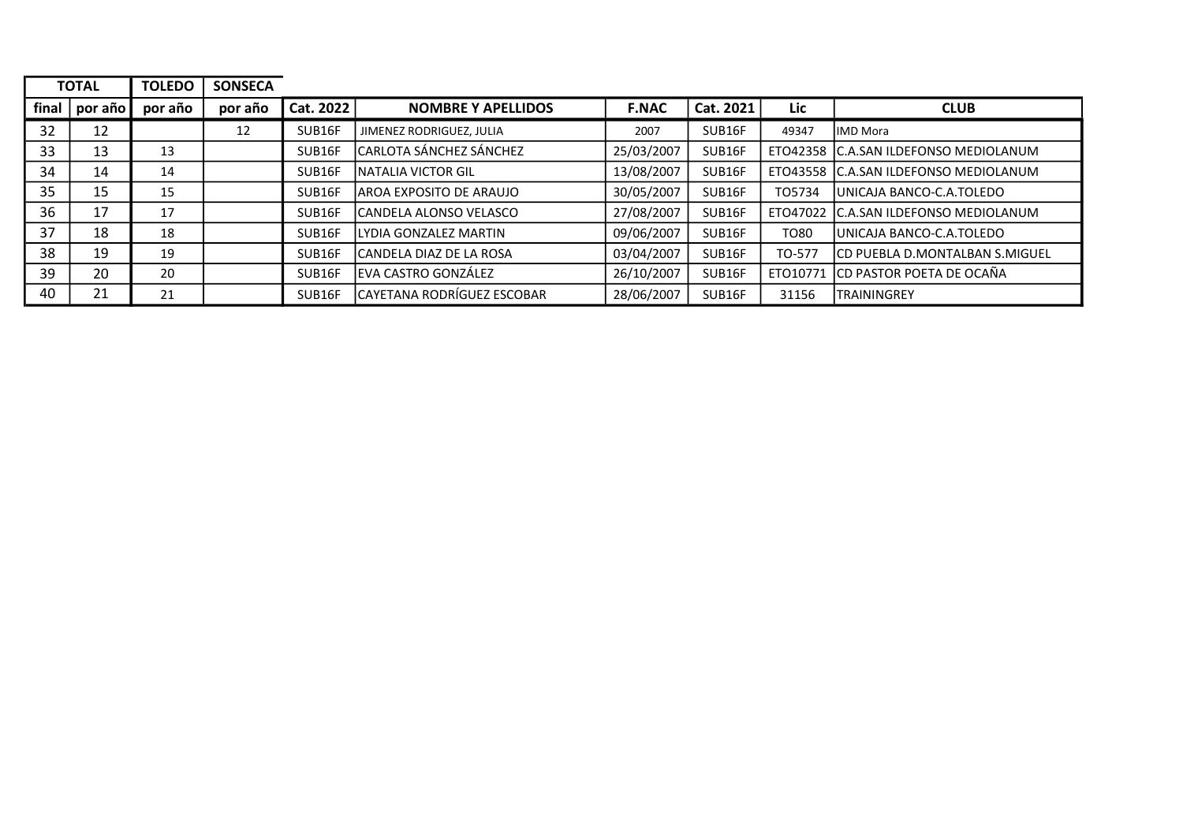| TOTAL | | TOLEDO | SONSECA | | | | | | |
|---|---|---|---|---|---|---|---|---|---|
| final | por año | por año | por año | Cat. 2022 | NOMBRE Y APELLIDOS | F.NAC | Cat. 2021 | Lic | CLUB |
| 32 | 12 | | 12 | SUB16F | JIMENEZ RODRIGUEZ, JULIA | 2007 | SUB16F | 49347 | IMD Mora |
| 33 | 13 | 13 | | SUB16F | CARLOTA SÁNCHEZ SÁNCHEZ | 25/03/2007 | SUB16F | ETO42358 | C.A.SAN ILDEFONSO MEDIOLANUM |
| 34 | 14 | 14 | | SUB16F | NATALIA VICTOR GIL | 13/08/2007 | SUB16F | ETO43558 | C.A.SAN ILDEFONSO MEDIOLANUM |
| 35 | 15 | 15 | | SUB16F | AROA EXPOSITO DE ARAUJO | 30/05/2007 | SUB16F | TO5734 | UNICAJA BANCO-C.A.TOLEDO |
| 36 | 17 | 17 | | SUB16F | CANDELA ALONSO VELASCO | 27/08/2007 | SUB16F | ETO47022 | C.A.SAN ILDEFONSO MEDIOLANUM |
| 37 | 18 | 18 | | SUB16F | LYDIA GONZALEZ MARTIN | 09/06/2007 | SUB16F | TO80 | UNICAJA BANCO-C.A.TOLEDO |
| 38 | 19 | 19 | | SUB16F | CANDELA DIAZ DE LA ROSA | 03/04/2007 | SUB16F | TO-577 | CD PUEBLA D.MONTALBAN S.MIGUEL |
| 39 | 20 | 20 | | SUB16F | EVA CASTRO GONZÁLEZ | 26/10/2007 | SUB16F | ETO10771 | CD PASTOR POETA DE OCAÑA |
| 40 | 21 | 21 | | SUB16F | CAYETANA RODRÍGUEZ ESCOBAR | 28/06/2007 | SUB16F | 31156 | TRAININGREY |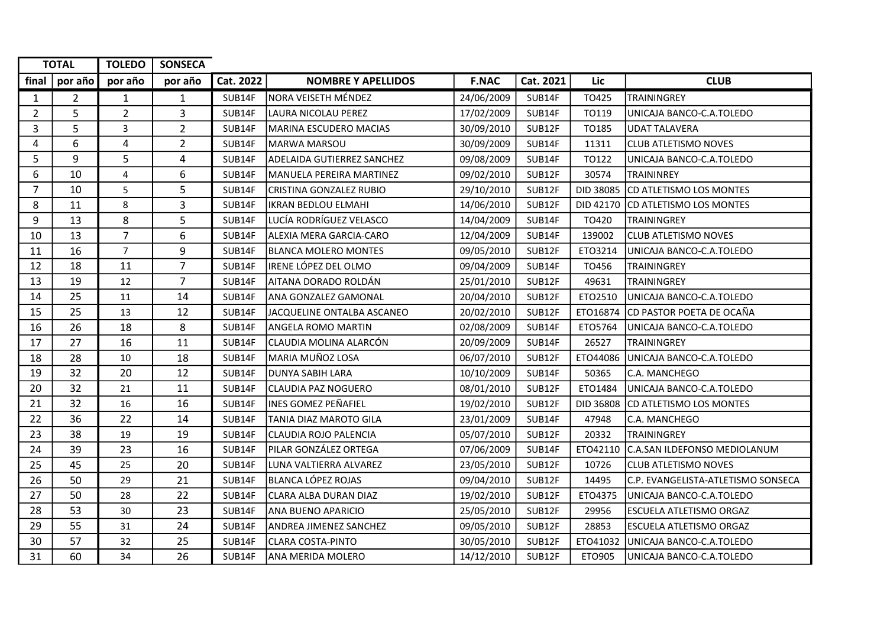| TOTAL | | TOLEDO | SONSECA | | | | | | |
|---|---|---|---|---|---|---|---|---|---|
| final | por año | por año | por año | Cat. 2022 | NOMBRE Y APELLIDOS | F.NAC | Cat. 2021 | Lic | CLUB |
| 1 | 2 | 1 | 1 | SUB14F | NORA VEISETH MÉNDEZ | 24/06/2009 | SUB14F | TO425 | TRAININGREY |
| 2 | 5 | 2 | 3 | SUB14F | LAURA NICOLAU PEREZ | 17/02/2009 | SUB14F | TO119 | UNICAJA BANCO-C.A.TOLEDO |
| 3 | 5 | 3 | 2 | SUB14F | MARINA ESCUDERO MACIAS | 30/09/2010 | SUB12F | TO185 | UDAT TALAVERA |
| 4 | 6 | 4 | 2 | SUB14F | MARWA MARSOU | 30/09/2009 | SUB14F | 11311 | CLUB ATLETISMO NOVES |
| 5 | 9 | 5 | 4 | SUB14F | ADELAIDA GUTIERREZ SANCHEZ | 09/08/2009 | SUB14F | TO122 | UNICAJA BANCO-C.A.TOLEDO |
| 6 | 10 | 4 | 6 | SUB14F | MANUELA PEREIRA MARTINEZ | 09/02/2010 | SUB12F | 30574 | TRAININREY |
| 7 | 10 | 5 | 5 | SUB14F | CRISTINA GONZALEZ RUBIO | 29/10/2010 | SUB12F | DID 38085 | CD ATLETISMO LOS MONTES |
| 8 | 11 | 8 | 3 | SUB14F | IKRAN BEDLOU ELMAHI | 14/06/2010 | SUB12F | DID 42170 | CD ATLETISMO LOS MONTES |
| 9 | 13 | 8 | 5 | SUB14F | LUCÍA RODRÍGUEZ VELASCO | 14/04/2009 | SUB14F | TO420 | TRAININGREY |
| 10 | 13 | 7 | 6 | SUB14F | ALEXIA MERA GARCIA-CARO | 12/04/2009 | SUB14F | 139002 | CLUB ATLETISMO NOVES |
| 11 | 16 | 7 | 9 | SUB14F | BLANCA MOLERO MONTES | 09/05/2010 | SUB12F | ETO3214 | UNICAJA BANCO-C.A.TOLEDO |
| 12 | 18 | 11 | 7 | SUB14F | IRENE LÓPEZ DEL OLMO | 09/04/2009 | SUB14F | TO456 | TRAININGREY |
| 13 | 19 | 12 | 7 | SUB14F | AITANA DORADO ROLDÁN | 25/01/2010 | SUB12F | 49631 | TRAININGREY |
| 14 | 25 | 11 | 14 | SUB14F | ANA GONZALEZ GAMONAL | 20/04/2010 | SUB12F | ETO2510 | UNICAJA BANCO-C.A.TOLEDO |
| 15 | 25 | 13 | 12 | SUB14F | JACQUELINE ONTALBA ASCANEO | 20/02/2010 | SUB12F | ETO16874 | CD PASTOR POETA DE OCAÑA |
| 16 | 26 | 18 | 8 | SUB14F | ANGELA ROMO MARTIN | 02/08/2009 | SUB14F | ETO5764 | UNICAJA BANCO-C.A.TOLEDO |
| 17 | 27 | 16 | 11 | SUB14F | CLAUDIA MOLINA ALARCÓN | 20/09/2009 | SUB14F | 26527 | TRAININGREY |
| 18 | 28 | 10 | 18 | SUB14F | MARIA MUÑOZ LOSA | 06/07/2010 | SUB12F | ETO44086 | UNICAJA BANCO-C.A.TOLEDO |
| 19 | 32 | 20 | 12 | SUB14F | DUNYA SABIH LARA | 10/10/2009 | SUB14F | 50365 | C.A. MANCHEGO |
| 20 | 32 | 21 | 11 | SUB14F | CLAUDIA PAZ NOGUERO | 08/01/2010 | SUB12F | ETO1484 | UNICAJA BANCO-C.A.TOLEDO |
| 21 | 32 | 16 | 16 | SUB14F | INES GOMEZ PEÑAFIEL | 19/02/2010 | SUB12F | DID 36808 | CD ATLETISMO LOS MONTES |
| 22 | 36 | 22 | 14 | SUB14F | TANIA DIAZ MAROTO GILA | 23/01/2009 | SUB14F | 47948 | C.A. MANCHEGO |
| 23 | 38 | 19 | 19 | SUB14F | CLAUDIA ROJO PALENCIA | 05/07/2010 | SUB12F | 20332 | TRAININGREY |
| 24 | 39 | 23 | 16 | SUB14F | PILAR GONZÁLEZ ORTEGA | 07/06/2009 | SUB14F | ETO42110 | C.A.SAN ILDEFONSO MEDIOLANUM |
| 25 | 45 | 25 | 20 | SUB14F | LUNA VALTIERRA ALVAREZ | 23/05/2010 | SUB12F | 10726 | CLUB ATLETISMO NOVES |
| 26 | 50 | 29 | 21 | SUB14F | BLANCA LÓPEZ ROJAS | 09/04/2010 | SUB12F | 14495 | C.P. EVANGELISTA-ATLETISMO SONSECA |
| 27 | 50 | 28 | 22 | SUB14F | CLARA ALBA DURAN DIAZ | 19/02/2010 | SUB12F | ETO4375 | UNICAJA BANCO-C.A.TOLEDO |
| 28 | 53 | 30 | 23 | SUB14F | ANA BUENO APARICIO | 25/05/2010 | SUB12F | 29956 | ESCUELA ATLETISMO ORGAZ |
| 29 | 55 | 31 | 24 | SUB14F | ANDREA JIMENEZ SANCHEZ | 09/05/2010 | SUB12F | 28853 | ESCUELA ATLETISMO ORGAZ |
| 30 | 57 | 32 | 25 | SUB14F | CLARA COSTA-PINTO | 30/05/2010 | SUB12F | ETO41032 | UNICAJA BANCO-C.A.TOLEDO |
| 31 | 60 | 34 | 26 | SUB14F | ANA MERIDA MOLERO | 14/12/2010 | SUB12F | ETO905 | UNICAJA BANCO-C.A.TOLEDO |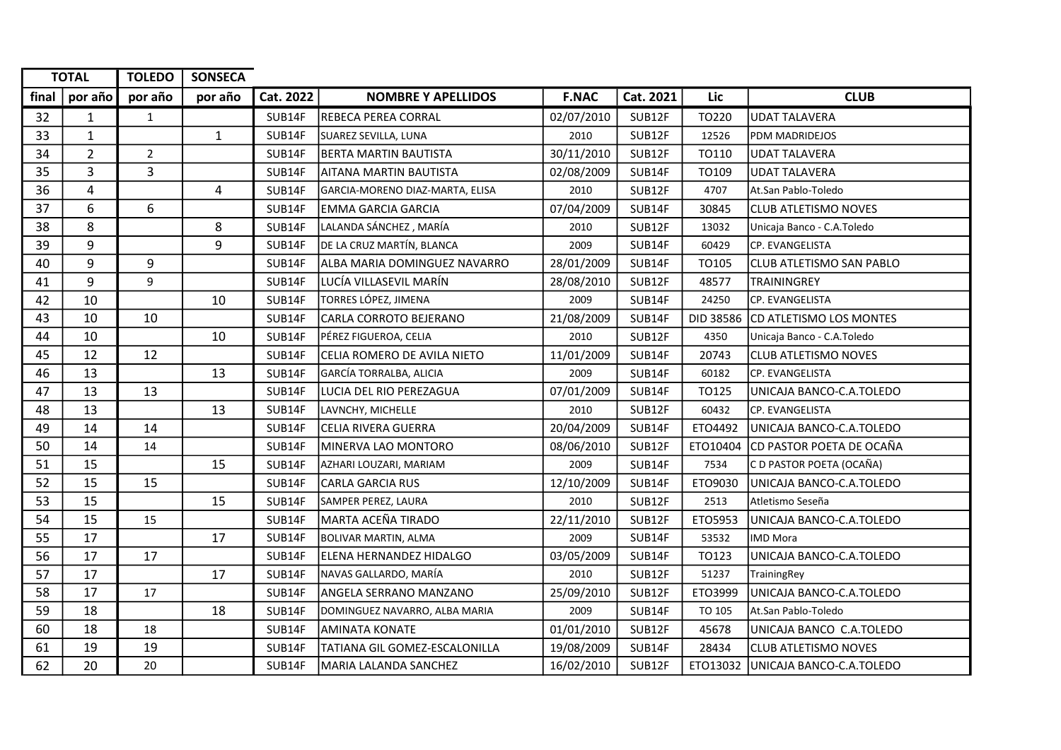| TOTAL | | TOLEDO | SONSECA | | | | | | |
|---|---|---|---|---|---|---|---|---|---|
| final | por año | por año | por año | Cat. 2022 | NOMBRE Y APELLIDOS | F.NAC | Cat. 2021 | Lic | CLUB |
| 32 | 1 | 1 | | SUB14F | REBECA PEREA CORRAL | 02/07/2010 | SUB12F | TO220 | UDAT TALAVERA |
| 33 | 1 | | 1 | SUB14F | SUAREZ SEVILLA, LUNA | 2010 | SUB12F | 12526 | PDM MADRIDEJOS |
| 34 | 2 | 2 | | SUB14F | BERTA MARTIN BAUTISTA | 30/11/2010 | SUB12F | TO110 | UDAT TALAVERA |
| 35 | 3 | 3 | | SUB14F | AITANA MARTIN BAUTISTA | 02/08/2009 | SUB14F | TO109 | UDAT TALAVERA |
| 36 | 4 | | 4 | SUB14F | GARCIA-MORENO DIAZ-MARTA, ELISA | 2010 | SUB12F | 4707 | At.San Pablo-Toledo |
| 37 | 6 | 6 | | SUB14F | EMMA GARCIA GARCIA | 07/04/2009 | SUB14F | 30845 | CLUB ATLETISMO NOVES |
| 38 | 8 | | 8 | SUB14F | LALANDA SÁNCHEZ , MARÍA | 2010 | SUB12F | 13032 | Unicaja Banco - C.A.Toledo |
| 39 | 9 | | 9 | SUB14F | DE LA CRUZ MARTÍN, BLANCA | 2009 | SUB14F | 60429 | CP. EVANGELISTA |
| 40 | 9 | 9 | | SUB14F | ALBA MARIA DOMINGUEZ NAVARRO | 28/01/2009 | SUB14F | TO105 | CLUB ATLETISMO SAN PABLO |
| 41 | 9 | 9 | | SUB14F | LUCÍA VILLASEVIL MARÍN | 28/08/2010 | SUB12F | 48577 | TRAININGREY |
| 42 | 10 | | 10 | SUB14F | TORRES LÓPEZ, JIMENA | 2009 | SUB14F | 24250 | CP. EVANGELISTA |
| 43 | 10 | 10 | | SUB14F | CARLA CORROTO BEJERANO | 21/08/2009 | SUB14F | DID 38586 | CD ATLETISMO LOS MONTES |
| 44 | 10 | | 10 | SUB14F | PÉREZ FIGUEROA, CELIA | 2010 | SUB12F | 4350 | Unicaja Banco - C.A.Toledo |
| 45 | 12 | 12 | | SUB14F | CELIA ROMERO DE AVILA NIETO | 11/01/2009 | SUB14F | 20743 | CLUB ATLETISMO NOVES |
| 46 | 13 | | 13 | SUB14F | GARCÍA TORRALBA, ALICIA | 2009 | SUB14F | 60182 | CP. EVANGELISTA |
| 47 | 13 | 13 | | SUB14F | LUCIA DEL RIO PEREZAGUA | 07/01/2009 | SUB14F | TO125 | UNICAJA BANCO-C.A.TOLEDO |
| 48 | 13 | | 13 | SUB14F | LAVNCHY, MICHELLE | 2010 | SUB12F | 60432 | CP. EVANGELISTA |
| 49 | 14 | 14 | | SUB14F | CELIA RIVERA GUERRA | 20/04/2009 | SUB14F | ETO4492 | UNICAJA BANCO-C.A.TOLEDO |
| 50 | 14 | 14 | | SUB14F | MINERVA LAO MONTORO | 08/06/2010 | SUB12F | ETO10404 | CD PASTOR POETA DE OCAÑA |
| 51 | 15 | | 15 | SUB14F | AZHARI LOUZARI, MARIAM | 2009 | SUB14F | 7534 | C D PASTOR POETA (OCAÑA) |
| 52 | 15 | 15 | | SUB14F | CARLA GARCIA RUS | 12/10/2009 | SUB14F | ETO9030 | UNICAJA BANCO-C.A.TOLEDO |
| 53 | 15 | | 15 | SUB14F | SAMPER PEREZ, LAURA | 2010 | SUB12F | 2513 | Atletismo Seseña |
| 54 | 15 | 15 | | SUB14F | MARTA ACEÑA TIRADO | 22/11/2010 | SUB12F | ETO5953 | UNICAJA BANCO-C.A.TOLEDO |
| 55 | 17 | | 17 | SUB14F | BOLIVAR MARTIN, ALMA | 2009 | SUB14F | 53532 | IMD Mora |
| 56 | 17 | 17 | | SUB14F | ELENA HERNANDEZ HIDALGO | 03/05/2009 | SUB14F | TO123 | UNICAJA BANCO-C.A.TOLEDO |
| 57 | 17 | | 17 | SUB14F | NAVAS GALLARDO, MARÍA | 2010 | SUB12F | 51237 | TrainingRey |
| 58 | 17 | 17 | | SUB14F | ANGELA SERRANO MANZANO | 25/09/2010 | SUB12F | ETO3999 | UNICAJA BANCO-C.A.TOLEDO |
| 59 | 18 | | 18 | SUB14F | DOMINGUEZ NAVARRO, ALBA MARIA | 2009 | SUB14F | TO 105 | At.San Pablo-Toledo |
| 60 | 18 | 18 | | SUB14F | AMINATA KONATE | 01/01/2010 | SUB12F | 45678 | UNICAJA BANCO C.A.TOLEDO |
| 61 | 19 | 19 | | SUB14F | TATIANA GIL GOMEZ-ESCALONILLA | 19/08/2009 | SUB14F | 28434 | CLUB ATLETISMO NOVES |
| 62 | 20 | 20 | | SUB14F | MARIA LALANDA SANCHEZ | 16/02/2010 | SUB12F | ETO13032 | UNICAJA BANCO-C.A.TOLEDO |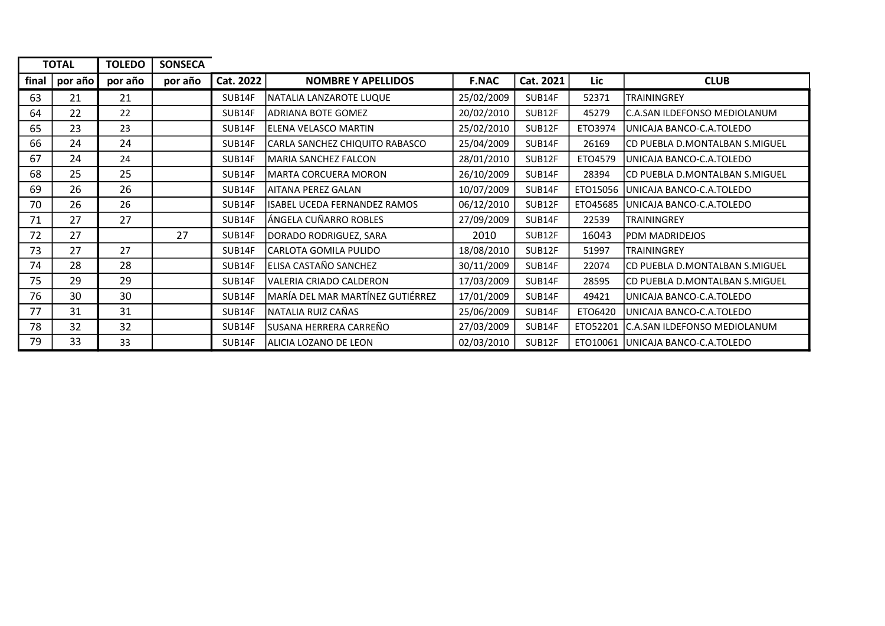| TOTAL | | TOLEDO | SONSECA | | | | | | |
|---|---|---|---|---|---|---|---|---|---|
| final | por año | por año | por año | Cat. 2022 | NOMBRE Y APELLIDOS | F.NAC | Cat. 2021 | Lic | CLUB |
| 63 | 21 | 21 | | SUB14F | NATALIA LANZAROTE LUQUE | 25/02/2009 | SUB14F | 52371 | TRAININGREY |
| 64 | 22 | 22 | | SUB14F | ADRIANA BOTE GOMEZ | 20/02/2010 | SUB12F | 45279 | C.A.SAN ILDEFONSO MEDIOLANUM |
| 65 | 23 | 23 | | SUB14F | ELENA VELASCO MARTIN | 25/02/2010 | SUB12F | ETO3974 | UNICAJA BANCO-C.A.TOLEDO |
| 66 | 24 | 24 | | SUB14F | CARLA SANCHEZ CHIQUITO RABASCO | 25/04/2009 | SUB14F | 26169 | CD PUEBLA D.MONTALBAN S.MIGUEL |
| 67 | 24 | 24 | | SUB14F | MARIA SANCHEZ FALCON | 28/01/2010 | SUB12F | ETO4579 | UNICAJA BANCO-C.A.TOLEDO |
| 68 | 25 | 25 | | SUB14F | MARTA CORCUERA MORON | 26/10/2009 | SUB14F | 28394 | CD PUEBLA D.MONTALBAN S.MIGUEL |
| 69 | 26 | 26 | | SUB14F | AITANA PEREZ GALAN | 10/07/2009 | SUB14F | ETO15056 | UNICAJA BANCO-C.A.TOLEDO |
| 70 | 26 | 26 | | SUB14F | ISABEL UCEDA FERNANDEZ RAMOS | 06/12/2010 | SUB12F | ETO45685 | UNICAJA BANCO-C.A.TOLEDO |
| 71 | 27 | 27 | | SUB14F | ÁNGELA CUÑARRO ROBLES | 27/09/2009 | SUB14F | 22539 | TRAININGREY |
| 72 | 27 | | 27 | SUB14F | DORADO RODRIGUEZ, SARA | 2010 | SUB12F | 16043 | PDM MADRIDEJOS |
| 73 | 27 | 27 | | SUB14F | CARLOTA GOMILA PULIDO | 18/08/2010 | SUB12F | 51997 | TRAININGREY |
| 74 | 28 | 28 | | SUB14F | ELISA CASTAÑO SANCHEZ | 30/11/2009 | SUB14F | 22074 | CD PUEBLA D.MONTALBAN S.MIGUEL |
| 75 | 29 | 29 | | SUB14F | VALERIA CRIADO CALDERON | 17/03/2009 | SUB14F | 28595 | CD PUEBLA D.MONTALBAN S.MIGUEL |
| 76 | 30 | 30 | | SUB14F | MARÍA DEL MAR MARTÍNEZ GUTIÉRREZ | 17/01/2009 | SUB14F | 49421 | UNICAJA BANCO-C.A.TOLEDO |
| 77 | 31 | 31 | | SUB14F | NATALIA RUIZ CAÑAS | 25/06/2009 | SUB14F | ETO6420 | UNICAJA BANCO-C.A.TOLEDO |
| 78 | 32 | 32 | | SUB14F | SUSANA HERRERA CARREÑO | 27/03/2009 | SUB14F | ETO52201 | C.A.SAN ILDEFONSO MEDIOLANUM |
| 79 | 33 | 33 | | SUB14F | ALICIA LOZANO DE LEON | 02/03/2010 | SUB12F | ETO10061 | UNICAJA BANCO-C.A.TOLEDO |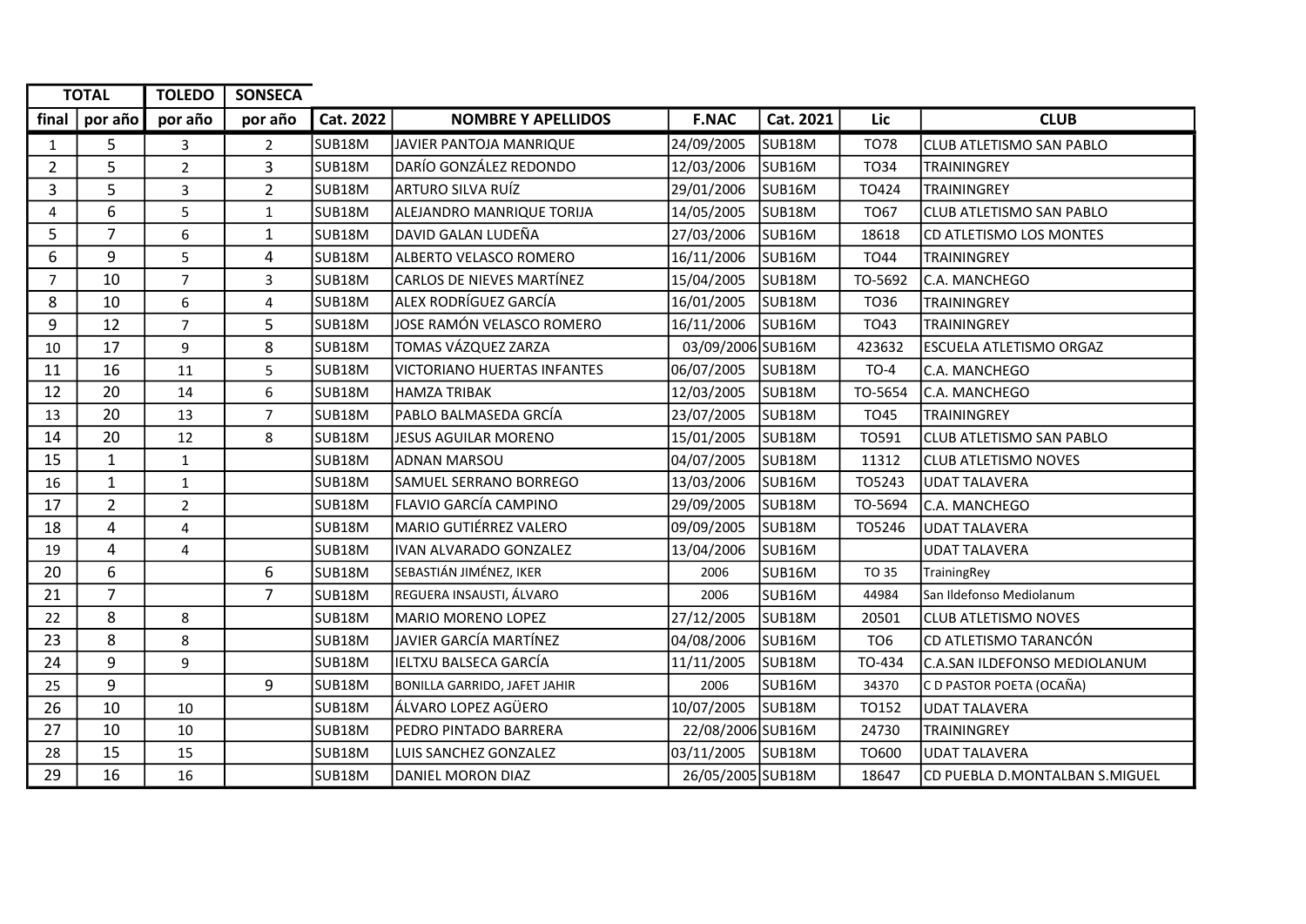| TOTAL | | TOLEDO | SONSECA | | | | | | |
|---|---|---|---|---|---|---|---|---|---|
| final | por año | por año | por año | Cat. 2022 | NOMBRE Y APELLIDOS | F.NAC | Cat. 2021 | Lic | CLUB |
| 1 | 5 | 3 | 2 | SUB18M | JAVIER PANTOJA MANRIQUE | 24/09/2005 | SUB18M | TO78 | CLUB ATLETISMO SAN PABLO |
| 2 | 5 | 2 | 3 | SUB18M | DARÍO GONZÁLEZ REDONDO | 12/03/2006 | SUB16M | TO34 | TRAININGREY |
| 3 | 5 | 3 | 2 | SUB18M | ARTURO SILVA RUÍZ | 29/01/2006 | SUB16M | TO424 | TRAININGREY |
| 4 | 6 | 5 | 1 | SUB18M | ALEJANDRO MANRIQUE TORIJA | 14/05/2005 | SUB18M | TO67 | CLUB ATLETISMO SAN PABLO |
| 5 | 7 | 6 | 1 | SUB18M | DAVID GALAN LUDEÑA | 27/03/2006 | SUB16M | 18618 | CD ATLETISMO LOS MONTES |
| 6 | 9 | 5 | 4 | SUB18M | ALBERTO VELASCO ROMERO | 16/11/2006 | SUB16M | TO44 | TRAININGREY |
| 7 | 10 | 7 | 3 | SUB18M | CARLOS DE NIEVES MARTÍNEZ | 15/04/2005 | SUB18M | TO-5692 | C.A. MANCHEGO |
| 8 | 10 | 6 | 4 | SUB18M | ALEX RODRÍGUEZ GARCÍA | 16/01/2005 | SUB18M | TO36 | TRAININGREY |
| 9 | 12 | 7 | 5 | SUB18M | JOSE RAMÓN VELASCO ROMERO | 16/11/2006 | SUB16M | TO43 | TRAININGREY |
| 10 | 17 | 9 | 8 | SUB18M | TOMAS VÁZQUEZ ZARZA | 03/09/2006 | SUB16M | 423632 | ESCUELA ATLETISMO ORGAZ |
| 11 | 16 | 11 | 5 | SUB18M | VICTORIANO HUERTAS INFANTES | 06/07/2005 | SUB18M | TO-4 | C.A. MANCHEGO |
| 12 | 20 | 14 | 6 | SUB18M | HAMZA TRIBAK | 12/03/2005 | SUB18M | TO-5654 | C.A. MANCHEGO |
| 13 | 20 | 13 | 7 | SUB18M | PABLO BALMASEDA GRCÍA | 23/07/2005 | SUB18M | TO45 | TRAININGREY |
| 14 | 20 | 12 | 8 | SUB18M | JESUS AGUILAR MORENO | 15/01/2005 | SUB18M | TO591 | CLUB ATLETISMO SAN PABLO |
| 15 | 1 | 1 | | SUB18M | ADNAN MARSOU | 04/07/2005 | SUB18M | 11312 | CLUB ATLETISMO NOVES |
| 16 | 1 | 1 | | SUB18M | SAMUEL SERRANO BORREGO | 13/03/2006 | SUB16M | TO5243 | UDAT TALAVERA |
| 17 | 2 | 2 | | SUB18M | FLAVIO GARCÍA CAMPINO | 29/09/2005 | SUB18M | TO-5694 | C.A. MANCHEGO |
| 18 | 4 | 4 | | SUB18M | MARIO GUTIÉRREZ VALERO | 09/09/2005 | SUB18M | TO5246 | UDAT TALAVERA |
| 19 | 4 | 4 | | SUB18M | IVAN ALVARADO GONZALEZ | 13/04/2006 | SUB16M | | UDAT TALAVERA |
| 20 | 6 | | 6 | SUB18M | SEBASTIÁN JIMÉNEZ, IKER | 2006 | SUB16M | TO 35 | TrainingRey |
| 21 | 7 | | 7 | SUB18M | REGUERA INSAUSTI, ÁLVARO | 2006 | SUB16M | 44984 | San Ildefonso Mediolanum |
| 22 | 8 | 8 | | SUB18M | MARIO MORENO LOPEZ | 27/12/2005 | SUB18M | 20501 | CLUB ATLETISMO NOVES |
| 23 | 8 | 8 | | SUB18M | JAVIER GARCÍA MARTÍNEZ | 04/08/2006 | SUB16M | TO6 | CD ATLETISMO TARANCÓN |
| 24 | 9 | 9 | | SUB18M | IELTXU BALSECA GARCÍA | 11/11/2005 | SUB18M | TO-434 | C.A.SAN ILDEFONSO MEDIOLANUM |
| 25 | 9 | | 9 | SUB18M | BONILLA GARRIDO, JAFET JAHIR | 2006 | SUB16M | 34370 | C D PASTOR POETA (OCAÑA) |
| 26 | 10 | 10 | | SUB18M | ÁLVARO LOPEZ AGÜERO | 10/07/2005 | SUB18M | TO152 | UDAT TALAVERA |
| 27 | 10 | 10 | | SUB18M | PEDRO PINTADO BARRERA | 22/08/2006 | SUB16M | 24730 | TRAININGREY |
| 28 | 15 | 15 | | SUB18M | LUIS SANCHEZ GONZALEZ | 03/11/2005 | SUB18M | TO600 | UDAT TALAVERA |
| 29 | 16 | 16 | | SUB18M | DANIEL MORON DIAZ | 26/05/2005 | SUB18M | 18647 | CD PUEBLA D.MONTALBAN S.MIGUEL |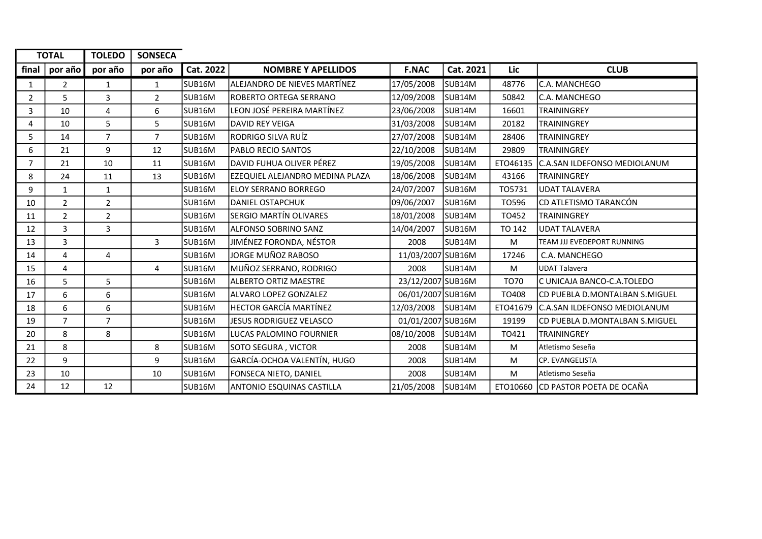| TOTAL | | TOLEDO | SONSECA | | | | | | |
|---|---|---|---|---|---|---|---|---|---|
| final | por año | por año | por año | Cat. 2022 | NOMBRE Y APELLIDOS | F.NAC | Cat. 2021 | Lic | CLUB |
| 1 | 2 | 1 | 1 | SUB16M | ALEJANDRO DE NIEVES MARTÍNEZ | 17/05/2008 | SUB14M | 48776 | C.A. MANCHEGO |
| 2 | 5 | 3 | 2 | SUB16M | ROBERTO ORTEGA SERRANO | 12/09/2008 | SUB14M | 50842 | C.A. MANCHEGO |
| 3 | 10 | 4 | 6 | SUB16M | LEON JOSÉ PEREIRA MARTÍNEZ | 23/06/2008 | SUB14M | 16601 | TRAININGREY |
| 4 | 10 | 5 | 5 | SUB16M | DAVID REY VEIGA | 31/03/2008 | SUB14M | 20182 | TRAININGREY |
| 5 | 14 | 7 | 7 | SUB16M | RODRIGO SILVA RUÍZ | 27/07/2008 | SUB14M | 28406 | TRAININGREY |
| 6 | 21 | 9 | 12 | SUB16M | PABLO RECIO SANTOS | 22/10/2008 | SUB14M | 29809 | TRAININGREY |
| 7 | 21 | 10 | 11 | SUB16M | DAVID FUHUA OLIVER PÉREZ | 19/05/2008 | SUB14M | ETO46135 | C.A.SAN ILDEFONSO MEDIOLANUM |
| 8 | 24 | 11 | 13 | SUB16M | EZEQUIEL ALEJANDRO MEDINA PLAZA | 18/06/2008 | SUB14M | 43166 | TRAININGREY |
| 9 | 1 | 1 | | SUB16M | ELOY SERRANO BORREGO | 24/07/2007 | SUB16M | TO5731 | UDAT TALAVERA |
| 10 | 2 | 2 | | SUB16M | DANIEL OSTAPCHUK | 09/06/2007 | SUB16M | TO596 | CD ATLETISMO TARANCÓN |
| 11 | 2 | 2 | | SUB16M | SERGIO MARTÍN OLIVARES | 18/01/2008 | SUB14M | TO452 | TRAININGREY |
| 12 | 3 | 3 | | SUB16M | ALFONSO SOBRINO SANZ | 14/04/2007 | SUB16M | TO 142 | UDAT TALAVERA |
| 13 | 3 | | 3 | SUB16M | JIMÉNEZ FORONDA, NÉSTOR | 2008 | SUB14M | M | TEAM JJJ EVEDEPORT RUNNING |
| 14 | 4 | 4 | | SUB16M | JORGE MUÑOZ RABOSO | 11/03/2007 | SUB16M | 17246 | C.A. MANCHEGO |
| 15 | 4 | | 4 | SUB16M | MUÑOZ SERRANO, RODRIGO | 2008 | SUB14M | M | UDAT Talavera |
| 16 | 5 | 5 | | SUB16M | ALBERTO ORTIZ MAESTRE | 23/12/2007 | SUB16M | TO70 | C UNICAJA BANCO-C.A.TOLEDO |
| 17 | 6 | 6 | | SUB16M | ALVARO LOPEZ GONZALEZ | 06/01/2007 | SUB16M | TO408 | CD PUEBLA D.MONTALBAN S.MIGUEL |
| 18 | 6 | 6 | | SUB16M | HECTOR GARCÍA MARTÍNEZ | 12/03/2008 | SUB14M | ETO41679 | C.A.SAN ILDEFONSO MEDIOLANUM |
| 19 | 7 | 7 | | SUB16M | JESUS RODRIGUEZ VELASCO | 01/01/2007 | SUB16M | 19199 | CD PUEBLA D.MONTALBAN S.MIGUEL |
| 20 | 8 | 8 | | SUB16M | LUCAS PALOMINO FOURNIER | 08/10/2008 | SUB14M | TO421 | TRAININGREY |
| 21 | 8 | | 8 | SUB16M | SOTO SEGURA , VICTOR | 2008 | SUB14M | M | Atletismo Seseña |
| 22 | 9 | | 9 | SUB16M | GARCÍA-OCHOA VALENTÍN, HUGO | 2008 | SUB14M | M | CP. EVANGELISTA |
| 23 | 10 | | 10 | SUB16M | FONSECA NIETO, DANIEL | 2008 | SUB14M | M | Atletismo Seseña |
| 24 | 12 | 12 | | SUB16M | ANTONIO ESQUINAS CASTILLA | 21/05/2008 | SUB14M | ETO10660 | CD PASTOR POETA DE OCAÑA |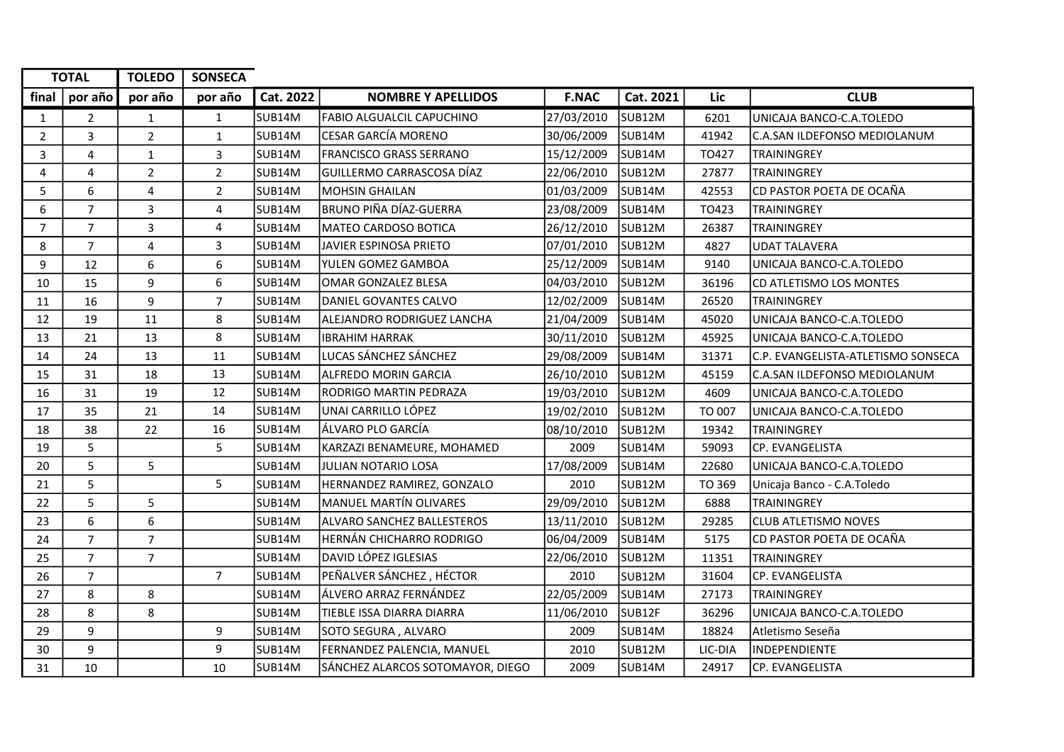| TOTAL | | TOLEDO | SONSECA | | | | | | |
|---|---|---|---|---|---|---|---|---|---|
| final | por año | por año | por año | Cat. 2022 | NOMBRE Y APELLIDOS | F.NAC | Cat. 2021 | Lic | CLUB |
| 1 | 2 | 1 | 1 | SUB14M | FABIO ALGUALCIL CAPUCHINO | 27/03/2010 | SUB12M | 6201 | UNICAJA BANCO-C.A.TOLEDO |
| 2 | 3 | 2 | 1 | SUB14M | CESAR GARCÍA MORENO | 30/06/2009 | SUB14M | 41942 | C.A.SAN ILDEFONSO MEDIOLANUM |
| 3 | 4 | 1 | 3 | SUB14M | FRANCISCO GRASS SERRANO | 15/12/2009 | SUB14M | TO427 | TRAININGREY |
| 4 | 4 | 2 | 2 | SUB14M | GUILLERMO CARRASCOSA DÍAZ | 22/06/2010 | SUB12M | 27877 | TRAININGREY |
| 5 | 6 | 4 | 2 | SUB14M | MOHSIN GHAILAN | 01/03/2009 | SUB14M | 42553 | CD PASTOR POETA DE OCAÑA |
| 6 | 7 | 3 | 4 | SUB14M | BRUNO PIÑA DÍAZ-GUERRA | 23/08/2009 | SUB14M | TO423 | TRAININGREY |
| 7 | 7 | 3 | 4 | SUB14M | MATEO CARDOSO BOTICA | 26/12/2010 | SUB12M | 26387 | TRAININGREY |
| 8 | 7 | 4 | 3 | SUB14M | JAVIER ESPINOSA PRIETO | 07/01/2010 | SUB12M | 4827 | UDAT TALAVERA |
| 9 | 12 | 6 | 6 | SUB14M | YULEN GOMEZ GAMBOA | 25/12/2009 | SUB14M | 9140 | UNICAJA BANCO-C.A.TOLEDO |
| 10 | 15 | 9 | 6 | SUB14M | OMAR GONZALEZ BLESA | 04/03/2010 | SUB12M | 36196 | CD ATLETISMO LOS MONTES |
| 11 | 16 | 9 | 7 | SUB14M | DANIEL GOVANTES CALVO | 12/02/2009 | SUB14M | 26520 | TRAININGREY |
| 12 | 19 | 11 | 8 | SUB14M | ALEJANDRO RODRIGUEZ LANCHA | 21/04/2009 | SUB14M | 45020 | UNICAJA BANCO-C.A.TOLEDO |
| 13 | 21 | 13 | 8 | SUB14M | IBRAHIM HARRAK | 30/11/2010 | SUB12M | 45925 | UNICAJA BANCO-C.A.TOLEDO |
| 14 | 24 | 13 | 11 | SUB14M | LUCAS SÁNCHEZ SÁNCHEZ | 29/08/2009 | SUB14M | 31371 | C.P. EVANGELISTA-ATLETISMO SONSECA |
| 15 | 31 | 18 | 13 | SUB14M | ALFREDO MORIN GARCIA | 26/10/2010 | SUB12M | 45159 | C.A.SAN ILDEFONSO MEDIOLANUM |
| 16 | 31 | 19 | 12 | SUB14M | RODRIGO MARTIN PEDRAZA | 19/03/2010 | SUB12M | 4609 | UNICAJA BANCO-C.A.TOLEDO |
| 17 | 35 | 21 | 14 | SUB14M | UNAI CARRILLO LÓPEZ | 19/02/2010 | SUB12M | TO 007 | UNICAJA BANCO-C.A.TOLEDO |
| 18 | 38 | 22 | 16 | SUB14M | ÁLVARO PLO GARCÍA | 08/10/2010 | SUB12M | 19342 | TRAININGREY |
| 19 | 5 | | 5 | SUB14M | KARZAZI BENAMEURE, MOHAMED | 2009 | SUB14M | 59093 | CP. EVANGELISTA |
| 20 | 5 | 5 | | SUB14M | JULIAN NOTARIO LOSA | 17/08/2009 | SUB14M | 22680 | UNICAJA BANCO-C.A.TOLEDO |
| 21 | 5 | | 5 | SUB14M | HERNANDEZ RAMIREZ, GONZALO | 2010 | SUB12M | TO 369 | Unicaja Banco - C.A.Toledo |
| 22 | 5 | 5 | | SUB14M | MANUEL MARTÍN OLIVARES | 29/09/2010 | SUB12M | 6888 | TRAININGREY |
| 23 | 6 | 6 | | SUB14M | ALVARO SANCHEZ BALLESTEROS | 13/11/2010 | SUB12M | 29285 | CLUB ATLETISMO NOVES |
| 24 | 7 | 7 | | SUB14M | HERNÁN CHICHARRO RODRIGO | 06/04/2009 | SUB14M | 5175 | CD PASTOR POETA DE OCAÑA |
| 25 | 7 | 7 | | SUB14M | DAVID LÓPEZ IGLESIAS | 22/06/2010 | SUB12M | 11351 | TRAININGREY |
| 26 | 7 | | 7 | SUB14M | PEÑALVER SÁNCHEZ , HÉCTOR | 2010 | SUB12M | 31604 | CP. EVANGELISTA |
| 27 | 8 | 8 | | SUB14M | ÁLVERO ARRAZ FERNÁNDEZ | 22/05/2009 | SUB14M | 27173 | TRAININGREY |
| 28 | 8 | 8 | | SUB14M | TIEBLE ISSA DIARRA DIARRA | 11/06/2010 | SUB12F | 36296 | UNICAJA BANCO-C.A.TOLEDO |
| 29 | 9 | | 9 | SUB14M | SOTO SEGURA , ALVARO | 2009 | SUB14M | 18824 | Atletismo Seseña |
| 30 | 9 | | 9 | SUB14M | FERNANDEZ PALENCIA, MANUEL | 2010 | SUB12M | LIC-DIA | INDEPENDIENTE |
| 31 | 10 | | 10 | SUB14M | SÁNCHEZ ALARCOS SOTOMAYOR, DIEGO | 2009 | SUB14M | 24917 | CP. EVANGELISTA |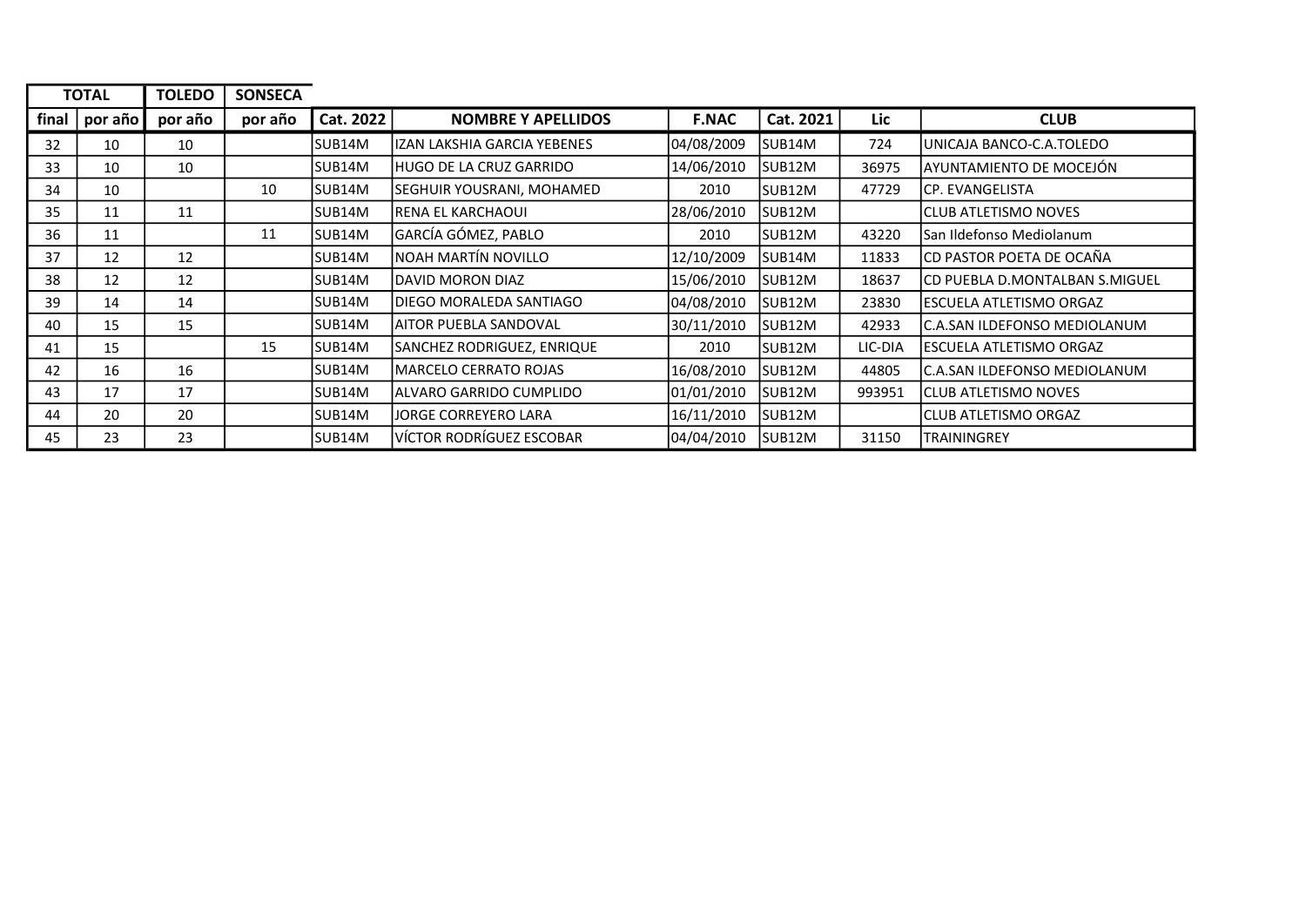| TOTAL | | TOLEDO | SONSECA | | | | | | |
|---|---|---|---|---|---|---|---|---|---|
| final | por año | por año | por año | Cat. 2022 | NOMBRE Y APELLIDOS | F.NAC | Cat. 2021 | Lic | CLUB |
| 32 | 10 | 10 | | SUB14M | IZAN LAKSHIA GARCIA YEBENES | 04/08/2009 | SUB14M | 724 | UNICAJA BANCO-C.A.TOLEDO |
| 33 | 10 | 10 | | SUB14M | HUGO DE LA CRUZ GARRIDO | 14/06/2010 | SUB12M | 36975 | AYUNTAMIENTO DE MOCEJÓN |
| 34 | 10 | | 10 | SUB14M | SEGHUIR YOUSRANI, MOHAMED | 2010 | SUB12M | 47729 | CP. EVANGELISTA |
| 35 | 11 | 11 | | SUB14M | RENA EL KARCHAOUI | 28/06/2010 | SUB12M | | CLUB ATLETISMO NOVES |
| 36 | 11 | | 11 | SUB14M | GARCÍA GÓMEZ, PABLO | 2010 | SUB12M | 43220 | San Ildefonso Mediolanum |
| 37 | 12 | 12 | | SUB14M | NOAH MARTÍN NOVILLO | 12/10/2009 | SUB14M | 11833 | CD PASTOR POETA DE OCAÑA |
| 38 | 12 | 12 | | SUB14M | DAVID MORON DIAZ | 15/06/2010 | SUB12M | 18637 | CD PUEBLA D.MONTALBAN S.MIGUEL |
| 39 | 14 | 14 | | SUB14M | DIEGO MORALEDA SANTIAGO | 04/08/2010 | SUB12M | 23830 | ESCUELA ATLETISMO ORGAZ |
| 40 | 15 | 15 | | SUB14M | AITOR PUEBLA SANDOVAL | 30/11/2010 | SUB12M | 42933 | C.A.SAN ILDEFONSO MEDIOLANUM |
| 41 | 15 | | 15 | SUB14M | SANCHEZ RODRIGUEZ, ENRIQUE | 2010 | SUB12M | LIC-DIA | ESCUELA ATLETISMO ORGAZ |
| 42 | 16 | 16 | | SUB14M | MARCELO CERRATO ROJAS | 16/08/2010 | SUB12M | 44805 | C.A.SAN ILDEFONSO MEDIOLANUM |
| 43 | 17 | 17 | | SUB14M | ALVARO GARRIDO CUMPLIDO | 01/01/2010 | SUB12M | 993951 | CLUB ATLETISMO NOVES |
| 44 | 20 | 20 | | SUB14M | JORGE CORREYERO LARA | 16/11/2010 | SUB12M | | CLUB ATLETISMO ORGAZ |
| 45 | 23 | 23 | | SUB14M | VÍCTOR RODRÍGUEZ ESCOBAR | 04/04/2010 | SUB12M | 31150 | TRAININGREY |